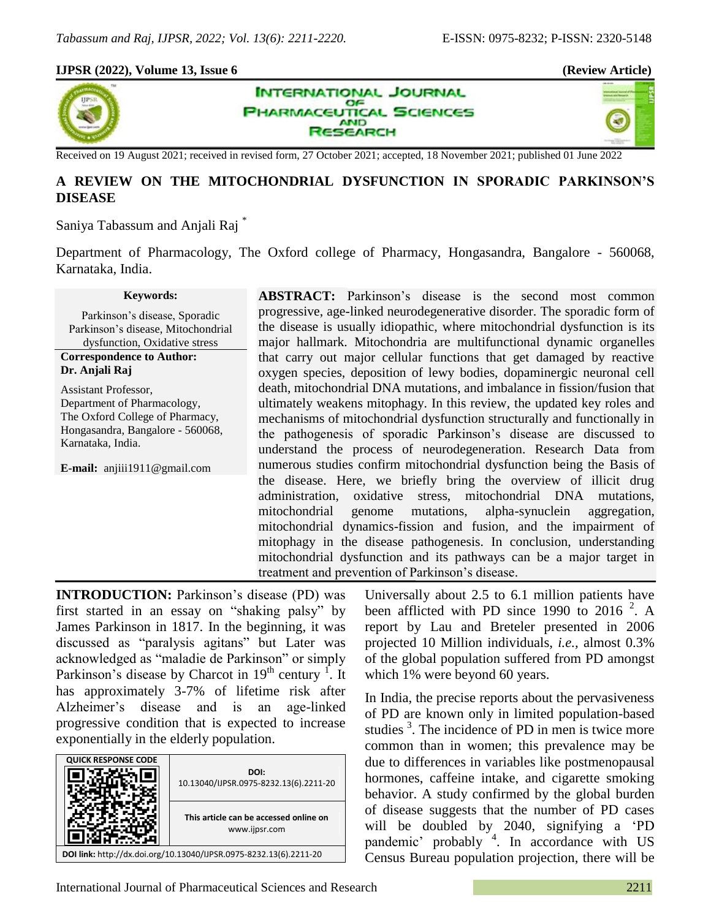**IJPSR (2022), Volume 13, Issue 6** **(Review Article)**

Received on 19 August 2021; received in revised form, 27 October 2021; accepted, 18 November 2021; published 01 June 2022

# A REVIEW ON THE MITOCHONDRIAL DYSFUNCTION IN SPORADIC PARKINSON'S DISEASE

Saniya Tabassum and Anjali Raj [*]

Department of Pharmacology, The Oxford college of Pharmacy, Hongasandra, Bangalore - 560068, Karnataka, India.

**Keywords:**

Parkinson's disease, Sporadic Parkinson's disease, Mitochondrial dysfunction, Oxidative stress

**Correspondence to Author:**
**Dr. Anjali Raj**

Assistant Professor,
Department of Pharmacology,
The Oxford College of Pharmacy,
Hongasandra, Bangalore - 560068,
Karnataka, India.

**E-mail:** anjiii1911@gmail.com

**ABSTRACT:** Parkinson's disease is the second most common progressive, age-linked neurodegenerative disorder. The sporadic form of the disease is usually idiopathic, where mitochondrial dysfunction is its major hallmark. Mitochondria are multifunctional dynamic organelles that carry out major cellular functions that get damaged by reactive oxygen species, deposition of lewy bodies, dopaminergic neuronal cell death, mitochondrial DNA mutations, and imbalance in fission/fusion that ultimately weakens mitophagy. In this review, the updated key roles and mechanisms of mitochondrial dysfunction structurally and functionally in the pathogenesis of sporadic Parkinson's disease are discussed to understand the process of neurodegeneration. Research Data from numerous studies confirm mitochondrial dysfunction being the Basis of the disease. Here, we briefly bring the overview of illicit drug administration, oxidative stress, mitochondrial DNA mutations, mitochondrial genome mutations, alpha-synuclein aggregation, mitochondrial dynamics-fission and fusion, and the impairment of mitophagy in the disease pathogenesis. In conclusion, understanding mitochondrial dysfunction and its pathways can be a major target in treatment and prevention of Parkinson's disease.

| QUICK RESPONSE CODE | DOI: 10.13040/IJPSR.0975-8232.13(6).2211-20 |
|---|---|
| | This article can be accessed online on www.ijpsr.com |

**DOI link:** http://dx.doi.org/10.13040/IJPSR.0975-8232.13(6).2211-20

**INTRODUCTION:** Parkinson's disease (PD) was first started in an essay on "shaking palsy" by James Parkinson in 1817. In the beginning, it was discussed as "paralysis agitans" but Later was acknowledged as "maladie de Parkinson" or simply Parkinson's disease by Charcot in 19th century [1]. It has approximately 3-7% of lifetime risk after Alzheimer's disease and is an age-linked progressive condition that is expected to increase exponentially in the elderly population.

Universally about 2.5 to 6.1 million patients have been afflicted with PD since 1990 to 2016 [2]. A report by Lau and Breteler presented in 2006 projected 10 Million individuals, *i.e.,* almost 0.3% of the global population suffered from PD amongst which 1% were beyond 60 years.

In India, the precise reports about the pervasiveness of PD are known only in limited population-based studies [3]. The incidence of PD in men is twice more common than in women; this prevalence may be due to differences in variables like postmenopausal hormones, caffeine intake, and cigarette smoking behavior. A study confirmed by the global burden of disease suggests that the number of PD cases will be doubled by 2040, signifying a 'PD pandemic' probably [4]. In accordance with US Census Bureau population projection, there will be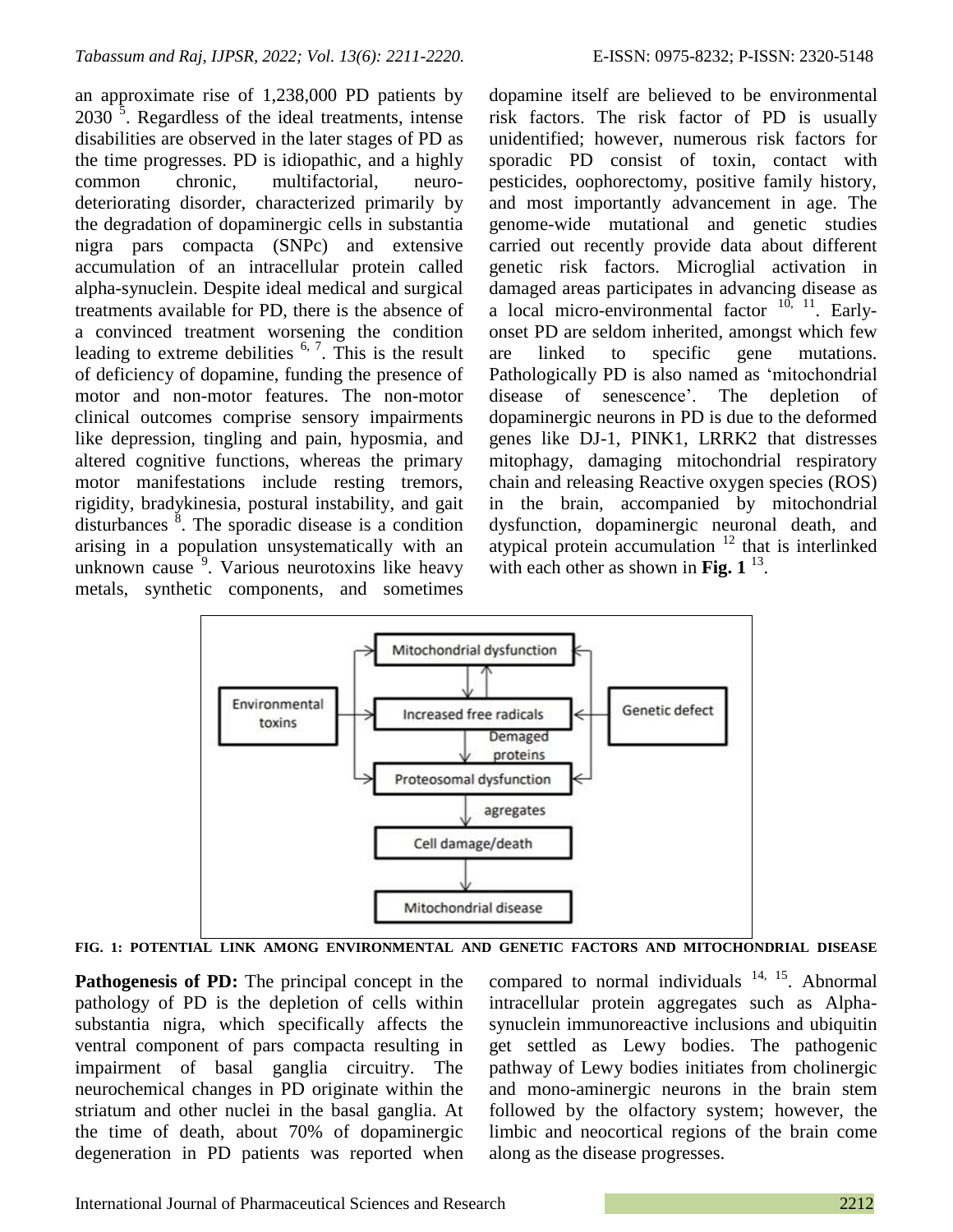an approximate rise of 1,238,000 PD patients by 2030 [5]. Regardless of the ideal treatments, intense disabilities are observed in the later stages of PD as the time progresses. PD is idiopathic, and a highly common chronic, multifactorial, neuro-deteriorating disorder, characterized primarily by the degradation of dopaminergic cells in substantia nigra pars compacta (SNPc) and extensive accumulation of an intracellular protein called alpha-synuclein. Despite ideal medical and surgical treatments available for PD, there is the absence of a convinced treatment worsening the condition leading to extreme debilities [6, 7]. This is the result of deficiency of dopamine, funding the presence of motor and non-motor features. The non-motor clinical outcomes comprise sensory impairments like depression, tingling and pain, hyposmia, and altered cognitive functions, whereas the primary motor manifestations include resting tremors, rigidity, bradykinesia, postural instability, and gait disturbances [8]. The sporadic disease is a condition arising in a population unsystematically with an unknown cause [9]. Various neurotoxins like heavy metals, synthetic components, and sometimes dopamine itself are believed to be environmental risk factors. The risk factor of PD is usually unidentified; however, numerous risk factors for sporadic PD consist of toxin, contact with pesticides, oophorectomy, positive family history, and most importantly advancement in age. The genome-wide mutational and genetic studies carried out recently provide data about different genetic risk factors. Microglial activation in damaged areas participates in advancing disease as a local micro-environmental factor [10, 11]. Early-onset PD are seldom inherited, amongst which few are linked to specific gene mutations. Pathologically PD is also named as 'mitochondrial disease of senescence'. The depletion of dopaminergic neurons in PD is due to the deformed genes like DJ-1, PINK1, LRRK2 that distresses mitophagy, damaging mitochondrial respiratory chain and releasing Reactive oxygen species (ROS) in the brain, accompanied by mitochondrial dysfunction, dopaminergic neuronal death, and atypical protein accumulation [12] that is interlinked with each other as shown in **Fig. 1** [13].

```
                      Mitochondrial dysfunction
                              ↓ ↑
Environmental toxins  →  Increased free radicals  ←  Genetic defect
                              ↓ Demaged proteins
                      Proteosomal dysfunction
                              ↓ agregates
                      Cell damage/death
                              ↓
                      Mitochondrial disease
```

**FIG. 1: POTENTIAL LINK AMONG ENVIRONMENTAL AND GENETIC FACTORS AND MITOCHONDRIAL DISEASE**

**Pathogenesis of PD:** The principal concept in the pathology of PD is the depletion of cells within substantia nigra, which specifically affects the ventral component of pars compacta resulting in impairment of basal ganglia circuitry. The neurochemical changes in PD originate within the striatum and other nuclei in the basal ganglia. At the time of death, about 70% of dopaminergic degeneration in PD patients was reported when compared to normal individuals [14, 15]. Abnormal intracellular protein aggregates such as Alpha-synuclein immunoreactive inclusions and ubiquitin get settled as Lewy bodies. The pathogenic pathway of Lewy bodies initiates from cholinergic and mono-aminergic neurons in the brain stem followed by the olfactory system; however, the limbic and neocortical regions of the brain come along as the disease progresses.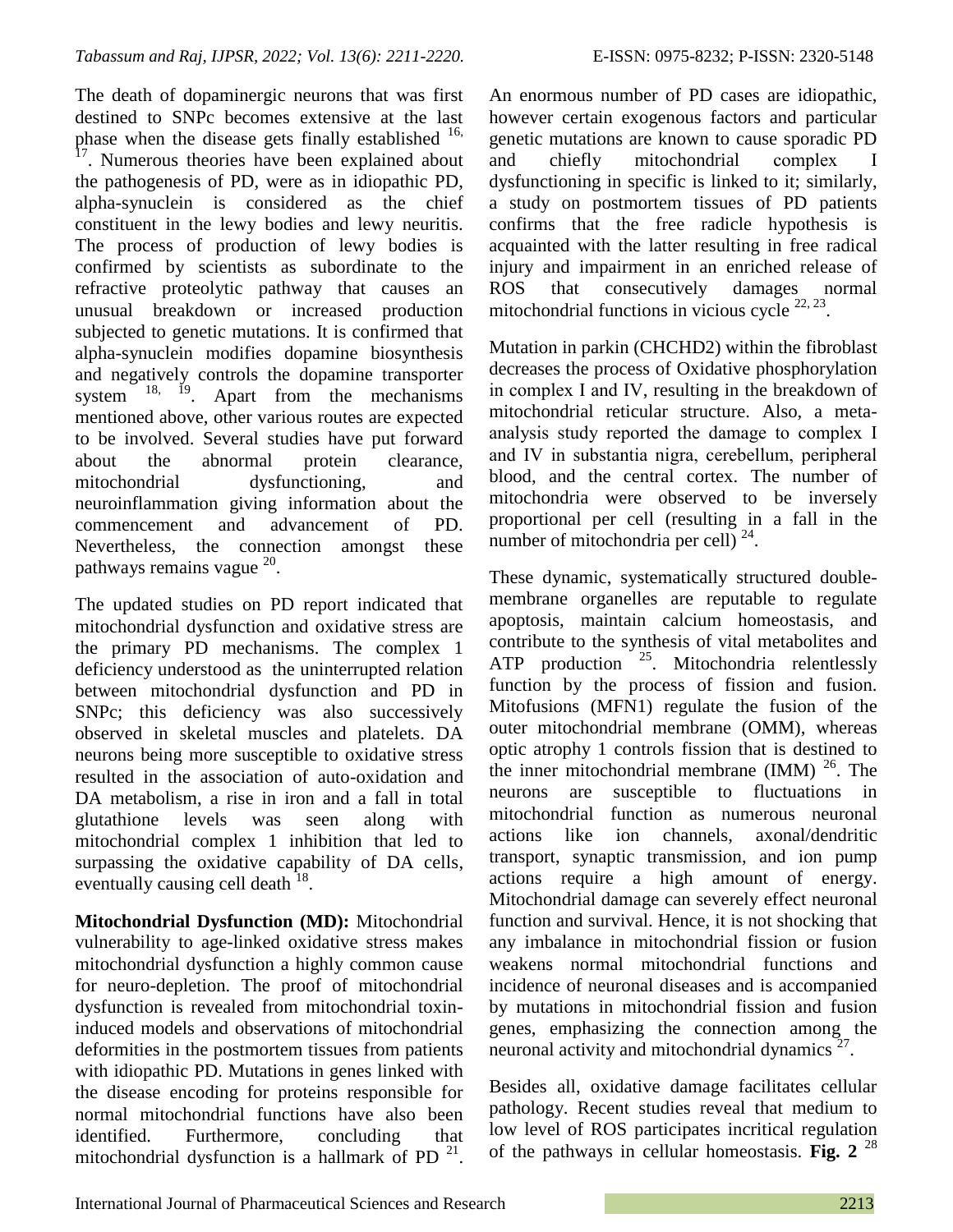The death of dopaminergic neurons that was first destined to SNPc becomes extensive at the last phase when the disease gets finally established [16, 17]. Numerous theories have been explained about the pathogenesis of PD, were as in idiopathic PD, alpha-synuclein is considered as the chief constituent in the lewy bodies and lewy neuritis. The process of production of lewy bodies is confirmed by scientists as subordinate to the refractive proteolytic pathway that causes an unusual breakdown or increased production subjected to genetic mutations. It is confirmed that alpha-synuclein modifies dopamine biosynthesis and negatively controls the dopamine transporter system [18, 19]. Apart from the mechanisms mentioned above, other various routes are expected to be involved. Several studies have put forward about the abnormal protein clearance, mitochondrial dysfunctioning, and neuroinflammation giving information about the commencement and advancement of PD. Nevertheless, the connection amongst these pathways remains vague [20].

The updated studies on PD report indicated that mitochondrial dysfunction and oxidative stress are the primary PD mechanisms. The complex 1 deficiency understood as the uninterrupted relation between mitochondrial dysfunction and PD in SNPc; this deficiency was also successively observed in skeletal muscles and platelets. DA neurons being more susceptible to oxidative stress resulted in the association of auto-oxidation and DA metabolism, a rise in iron and a fall in total glutathione levels was seen along with mitochondrial complex 1 inhibition that led to surpassing the oxidative capability of DA cells, eventually causing cell death [18].

**Mitochondrial Dysfunction (MD):** Mitochondrial vulnerability to age-linked oxidative stress makes mitochondrial dysfunction a highly common cause for neuro-depletion. The proof of mitochondrial dysfunction is revealed from mitochondrial toxin-induced models and observations of mitochondrial deformities in the postmortem tissues from patients with idiopathic PD. Mutations in genes linked with the disease encoding for proteins responsible for normal mitochondrial functions have also been identified. Furthermore, concluding that mitochondrial dysfunction is a hallmark of PD [21].

An enormous number of PD cases are idiopathic, however certain exogenous factors and particular genetic mutations are known to cause sporadic PD and chiefly mitochondrial complex I dysfunctioning in specific is linked to it; similarly, a study on postmortem tissues of PD patients confirms that the free radicle hypothesis is acquainted with the latter resulting in free radical injury and impairment in an enriched release of ROS that consecutively damages normal mitochondrial functions in vicious cycle [22, 23].

Mutation in parkin (CHCHD2) within the fibroblast decreases the process of Oxidative phosphorylation in complex I and IV, resulting in the breakdown of mitochondrial reticular structure. Also, a meta-analysis study reported the damage to complex I and IV in substantia nigra, cerebellum, peripheral blood, and the central cortex. The number of mitochondria were observed to be inversely proportional per cell (resulting in a fall in the number of mitochondria per cell) [24].

These dynamic, systematically structured double-membrane organelles are reputable to regulate apoptosis, maintain calcium homeostasis, and contribute to the synthesis of vital metabolites and ATP production [25]. Mitochondria relentlessly function by the process of fission and fusion. Mitofusions (MFN1) regulate the fusion of the outer mitochondrial membrane (OMM), whereas optic atrophy 1 controls fission that is destined to the inner mitochondrial membrane (IMM) [26]. The neurons are susceptible to fluctuations in mitochondrial function as numerous neuronal actions like ion channels, axonal/dendritic transport, synaptic transmission, and ion pump actions require a high amount of energy. Mitochondrial damage can severely effect neuronal function and survival. Hence, it is not shocking that any imbalance in mitochondrial fission or fusion weakens normal mitochondrial functions and incidence of neuronal diseases and is accompanied by mutations in mitochondrial fission and fusion genes, emphasizing the connection among the neuronal activity and mitochondrial dynamics [27].

Besides all, oxidative damage facilitates cellular pathology. Recent studies reveal that medium to low level of ROS participates incritical regulation of the pathways in cellular homeostasis. **Fig. 2** [28]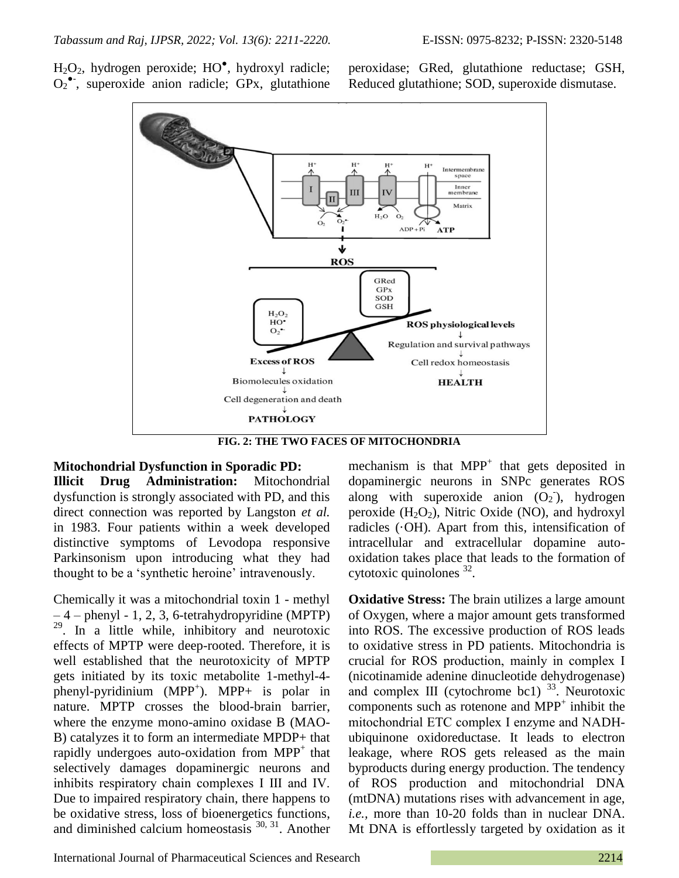$H_2O_2$, hydrogen peroxide; $HO^{\bullet}$, hydroxyl radicle; $O_2^{\bullet -}$, superoxide anion radicle; GPx, glutathione peroxidase; GRed, glutathione reductase; GSH, Reduced glutathione; SOD, superoxide dismutase.

**FIG. 2: THE TWO FACES OF MITOCHONDRIA**

**Mitochondrial Dysfunction in Sporadic PD:**

**Illicit Drug Administration:** Mitochondrial dysfunction is strongly associated with PD, and this direct connection was reported by Langston *et al.* in 1983. Four patients within a week developed distinctive symptoms of Levodopa responsive Parkinsonism upon introducing what they had thought to be a 'synthetic heroine' intravenously.

Chemically it was a mitochondrial toxin 1 - methyl – 4 – phenyl - 1, 2, 3, 6-tetrahydropyridine (MPTP) [29]. In a little while, inhibitory and neurotoxic effects of MPTP were deep-rooted. Therefore, it is well established that the neurotoxicity of MPTP gets initiated by its toxic metabolite 1-methyl-4-phenyl-pyridinium ($MPP^+$). MPP+ is polar in nature. MPTP crosses the blood-brain barrier, where the enzyme mono-amino oxidase B (MAO-B) catalyzes it to form an intermediate MPDP+ that rapidly undergoes auto-oxidation from $MPP^+$ that selectively damages dopaminergic neurons and inhibits respiratory chain complexes I III and IV. Due to impaired respiratory chain, there happens to be oxidative stress, loss of bioenergetics functions, and diminished calcium homeostasis [30, 31]. Another mechanism is that $MPP^+$ that gets deposited in dopaminergic neurons in SNPc generates ROS along with superoxide anion ($O_2^-$), hydrogen peroxide ($H_2O_2$), Nitric Oxide (NO), and hydroxyl radicles (·OH). Apart from this, intensification of intracellular and extracellular dopamine auto-oxidation takes place that leads to the formation of cytotoxic quinolones [32].

**Oxidative Stress:** The brain utilizes a large amount of Oxygen, where a major amount gets transformed into ROS. The excessive production of ROS leads to oxidative stress in PD patients. Mitochondria is crucial for ROS production, mainly in complex I (nicotinamide adenine dinucleotide dehydrogenase) and complex III (cytochrome bc1) [33]. Neurotoxic components such as rotenone and $MPP^+$ inhibit the mitochondrial ETC complex I enzyme and NADH-ubiquinone oxidoreductase. It leads to electron leakage, where ROS gets released as the main byproducts during energy production. The tendency of ROS production and mitochondrial DNA (mtDNA) mutations rises with advancement in age, *i.e.*, more than 10-20 folds than in nuclear DNA. Mt DNA is effortlessly targeted by oxidation as it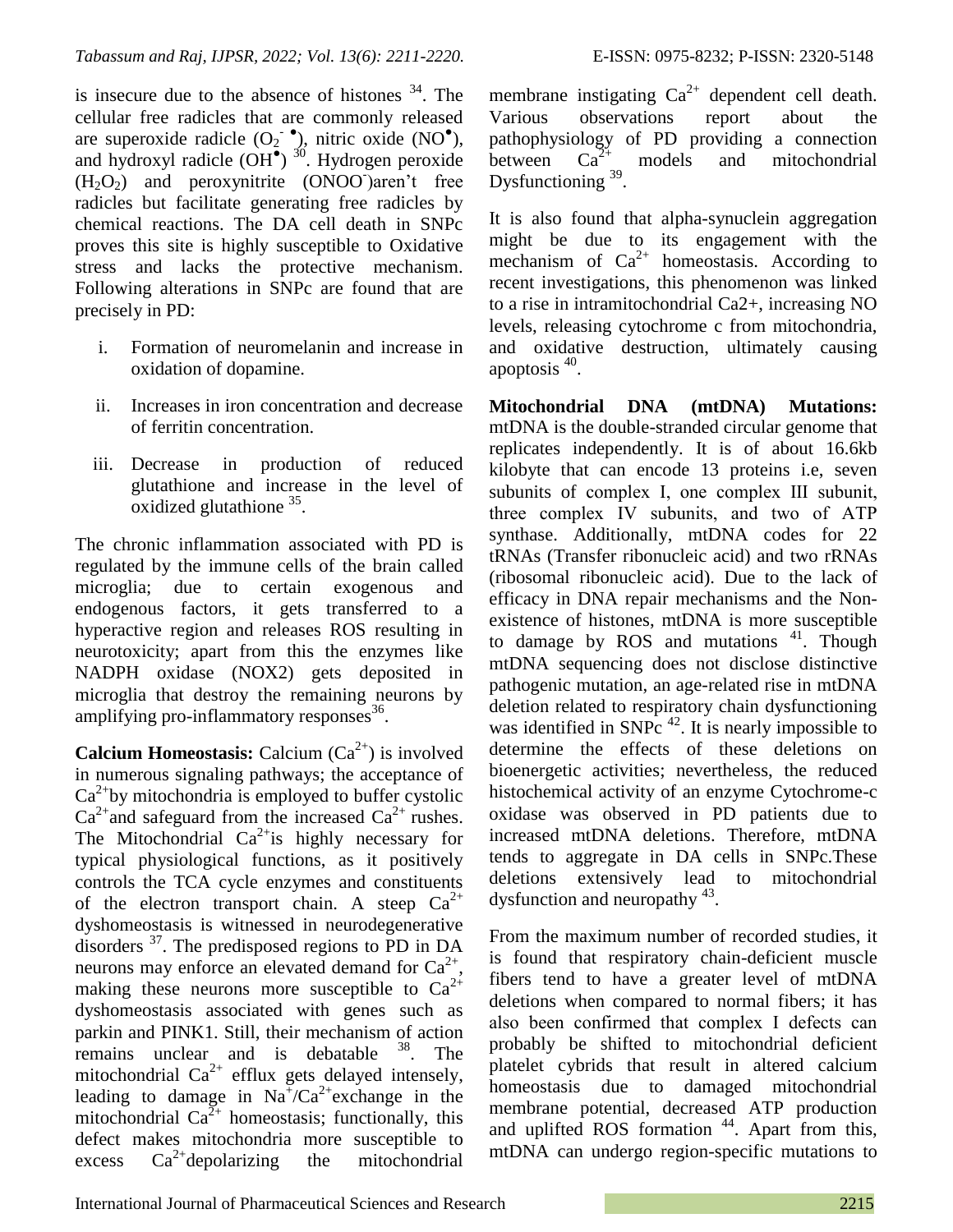is insecure due to the absence of histones [34]. The cellular free radicles that are commonly released are superoxide radicle ($O_2^{-\bullet}$), nitric oxide ($NO^{\bullet}$), and hydroxyl radicle ($OH^{\bullet}$) [30]. Hydrogen peroxide ($H_2O_2$) and peroxynitrite ($ONOO^-$)aren't free radicles but facilitate generating free radicles by chemical reactions. The DA cell death in SNPc proves this site is highly susceptible to Oxidative stress and lacks the protective mechanism. Following alterations in SNPc are found that are precisely in PD:

i. Formation of neuromelanin and increase in oxidation of dopamine.

ii. Increases in iron concentration and decrease of ferritin concentration.

iii. Decrease in production of reduced glutathione and increase in the level of oxidized glutathione [35].

The chronic inflammation associated with PD is regulated by the immune cells of the brain called microglia; due to certain exogenous and endogenous factors, it gets transferred to a hyperactive region and releases ROS resulting in neurotoxicity; apart from this the enzymes like NADPH oxidase (NOX2) gets deposited in microglia that destroy the remaining neurons by amplifying pro-inflammatory responses[36].

**Calcium Homeostasis:** Calcium ($Ca^{2+}$) is involved in numerous signaling pathways; the acceptance of $Ca^{2+}$by mitochondria is employed to buffer cystolic $Ca^{2+}$and safeguard from the increased $Ca^{2+}$ rushes. The Mitochondrial $Ca^{2+}$is highly necessary for typical physiological functions, as it positively controls the TCA cycle enzymes and constituents of the electron transport chain. A steep $Ca^{2+}$ dyshomeostasis is witnessed in neurodegenerative disorders [37]. The predisposed regions to PD in DA neurons may enforce an elevated demand for $Ca^{2+}$, making these neurons more susceptible to $Ca^{2+}$ dyshomeostasis associated with genes such as parkin and PINK1. Still, their mechanism of action remains unclear and is debatable [38]. The mitochondrial $Ca^{2+}$ efflux gets delayed intensely, leading to damage in $Na^+/Ca^{2+}$exchange in the mitochondrial $Ca^{2+}$ homeostasis; functionally, this defect makes mitochondria more susceptible to excess $Ca^{2+}$depolarizing the mitochondrial membrane instigating $Ca^{2+}$ dependent cell death. Various observations report about the pathophysiology of PD providing a connection between $Ca^{2+}$ models and mitochondrial Dysfunctioning [39].

It is also found that alpha-synuclein aggregation might be due to its engagement with the mechanism of $Ca^{2+}$ homeostasis. According to recent investigations, this phenomenon was linked to a rise in intramitochondrial Ca2+, increasing NO levels, releasing cytochrome c from mitochondria, and oxidative destruction, ultimately causing apoptosis [40].

**Mitochondrial DNA (mtDNA) Mutations:** mtDNA is the double-stranded circular genome that replicates independently. It is of about 16.6kb kilobyte that can encode 13 proteins i.e, seven subunits of complex I, one complex III subunit, three complex IV subunits, and two of ATP synthase. Additionally, mtDNA codes for 22 tRNAs (Transfer ribonucleic acid) and two rRNAs (ribosomal ribonucleic acid). Due to the lack of efficacy in DNA repair mechanisms and the Non-existence of histones, mtDNA is more susceptible to damage by ROS and mutations [41]. Though mtDNA sequencing does not disclose distinctive pathogenic mutation, an age-related rise in mtDNA deletion related to respiratory chain dysfunctioning was identified in SNPc [42]. It is nearly impossible to determine the effects of these deletions on bioenergetic activities; nevertheless, the reduced histochemical activity of an enzyme Cytochrome-c oxidase was observed in PD patients due to increased mtDNA deletions. Therefore, mtDNA tends to aggregate in DA cells in SNPc.These deletions extensively lead to mitochondrial dysfunction and neuropathy [43].

From the maximum number of recorded studies, it is found that respiratory chain-deficient muscle fibers tend to have a greater level of mtDNA deletions when compared to normal fibers; it has also been confirmed that complex I defects can probably be shifted to mitochondrial deficient platelet cybrids that result in altered calcium homeostasis due to damaged mitochondrial membrane potential, decreased ATP production and uplifted ROS formation [44]. Apart from this, mtDNA can undergo region-specific mutations to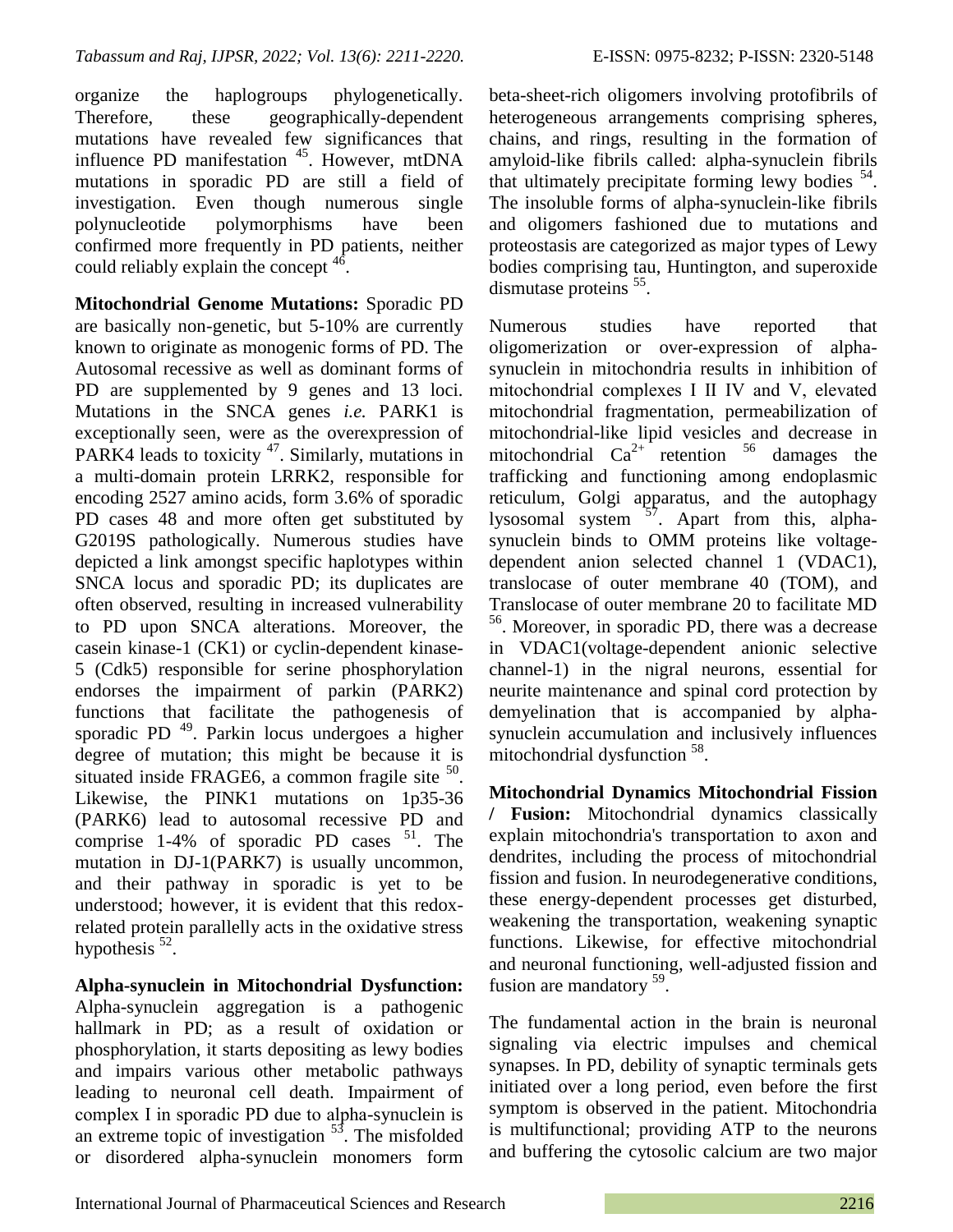organize the haplogroups phylogenetically. Therefore, these geographically-dependent mutations have revealed few significances that influence PD manifestation [45]. However, mtDNA mutations in sporadic PD are still a field of investigation. Even though numerous single polynucleotide polymorphisms have been confirmed more frequently in PD patients, neither could reliably explain the concept [46].

**Mitochondrial Genome Mutations:** Sporadic PD are basically non-genetic, but 5-10% are currently known to originate as monogenic forms of PD. The Autosomal recessive as well as dominant forms of PD are supplemented by 9 genes and 13 loci. Mutations in the SNCA genes *i.e.* PARK1 is exceptionally seen, were as the overexpression of PARK4 leads to toxicity [47]. Similarly, mutations in a multi-domain protein LRRK2, responsible for encoding 2527 amino acids, form 3.6% of sporadic PD cases 48 and more often get substituted by G2019S pathologically. Numerous studies have depicted a link amongst specific haplotypes within SNCA locus and sporadic PD; its duplicates are often observed, resulting in increased vulnerability to PD upon SNCA alterations. Moreover, the casein kinase-1 (CK1) or cyclin-dependent kinase-5 (Cdk5) responsible for serine phosphorylation endorses the impairment of parkin (PARK2) functions that facilitate the pathogenesis of sporadic PD [49]. Parkin locus undergoes a higher degree of mutation; this might be because it is situated inside FRAGE6, a common fragile site [50]. Likewise, the PINK1 mutations on 1p35-36 (PARK6) lead to autosomal recessive PD and comprise 1-4% of sporadic PD cases [51]. The mutation in DJ-1(PARK7) is usually uncommon, and their pathway in sporadic is yet to be understood; however, it is evident that this redox-related protein parallelly acts in the oxidative stress hypothesis [52].

**Alpha-synuclein in Mitochondrial Dysfunction:** Alpha-synuclein aggregation is a pathogenic hallmark in PD; as a result of oxidation or phosphorylation, it starts depositing as lewy bodies and impairs various other metabolic pathways leading to neuronal cell death. Impairment of complex I in sporadic PD due to alpha-synuclein is an extreme topic of investigation [53]. The misfolded or disordered alpha-synuclein monomers form beta-sheet-rich oligomers involving protofibrils of heterogeneous arrangements comprising spheres, chains, and rings, resulting in the formation of amyloid-like fibrils called: alpha-synuclein fibrils that ultimately precipitate forming lewy bodies [54]. The insoluble forms of alpha-synuclein-like fibrils and oligomers fashioned due to mutations and proteostasis are categorized as major types of Lewy bodies comprising tau, Huntington, and superoxide dismutase proteins [55].

Numerous studies have reported that oligomerization or over-expression of alpha-synuclein in mitochondria results in inhibition of mitochondrial complexes I II IV and V, elevated mitochondrial fragmentation, permeabilization of mitochondrial-like lipid vesicles and decrease in mitochondrial $Ca^{2+}$ retention [56] damages the trafficking and functioning among endoplasmic reticulum, Golgi apparatus, and the autophagy lysosomal system [57]. Apart from this, alpha-synuclein binds to OMM proteins like voltage-dependent anion selected channel 1 (VDAC1), translocase of outer membrane 40 (TOM), and Translocase of outer membrane 20 to facilitate MD [56]. Moreover, in sporadic PD, there was a decrease in VDAC1(voltage-dependent anionic selective channel-1) in the nigral neurons, essential for neurite maintenance and spinal cord protection by demyelination that is accompanied by alpha-synuclein accumulation and inclusively influences mitochondrial dysfunction [58].

**Mitochondrial Dynamics Mitochondrial Fission / Fusion:** Mitochondrial dynamics classically explain mitochondria's transportation to axon and dendrites, including the process of mitochondrial fission and fusion. In neurodegenerative conditions, these energy-dependent processes get disturbed, weakening the transportation, weakening synaptic functions. Likewise, for effective mitochondrial and neuronal functioning, well-adjusted fission and fusion are mandatory [59].

The fundamental action in the brain is neuronal signaling via electric impulses and chemical synapses. In PD, debility of synaptic terminals gets initiated over a long period, even before the first symptom is observed in the patient. Mitochondria is multifunctional; providing ATP to the neurons and buffering the cytosolic calcium are two major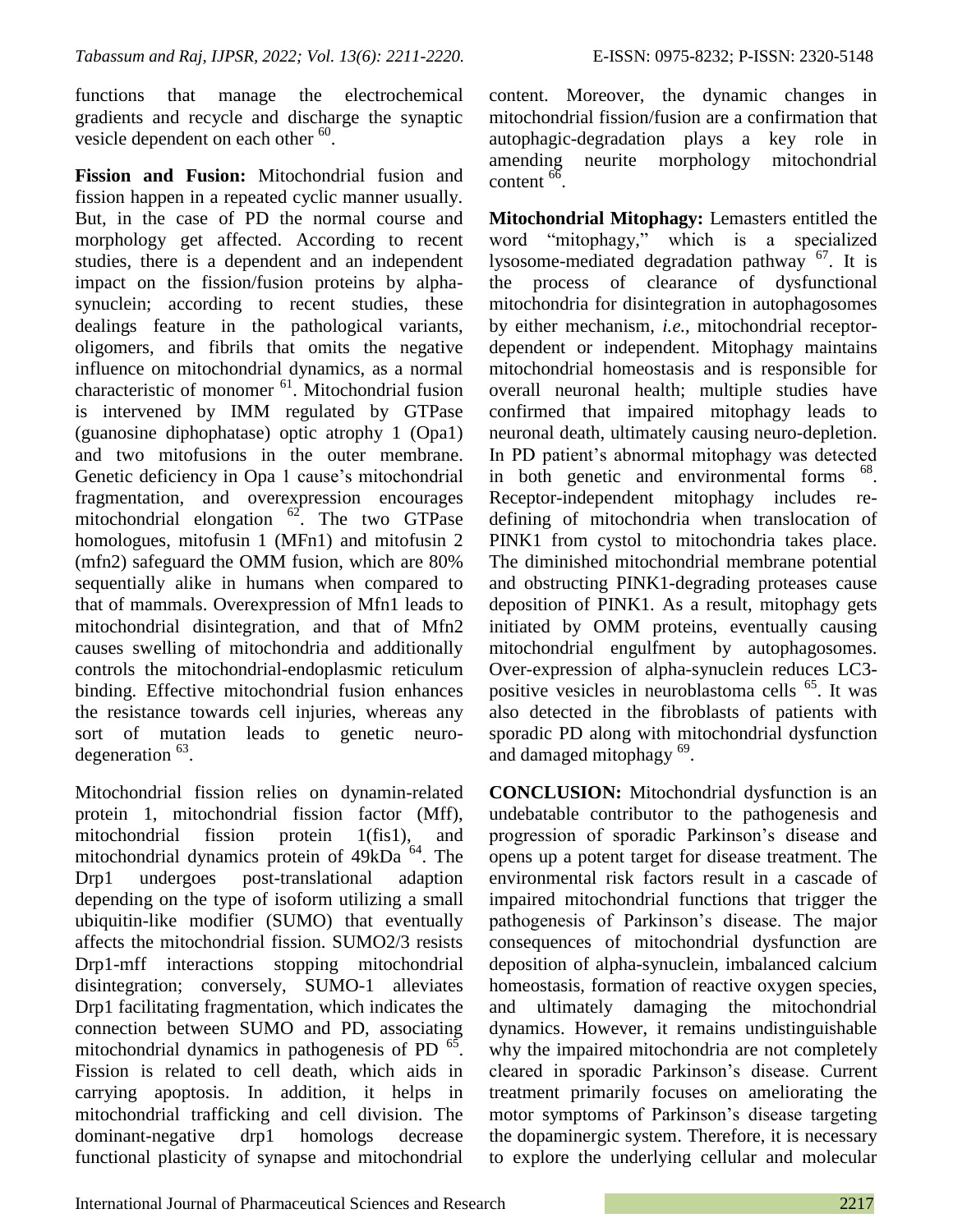functions that manage the electrochemical gradients and recycle and discharge the synaptic vesicle dependent on each other [60].

**Fission and Fusion:** Mitochondrial fusion and fission happen in a repeated cyclic manner usually. But, in the case of PD the normal course and morphology get affected. According to recent studies, there is a dependent and an independent impact on the fission/fusion proteins by alpha-synuclein; according to recent studies, these dealings feature in the pathological variants, oligomers, and fibrils that omits the negative influence on mitochondrial dynamics, as a normal characteristic of monomer [61]. Mitochondrial fusion is intervened by IMM regulated by GTPase (guanosine diphophatase) optic atrophy 1 (Opa1) and two mitofusions in the outer membrane. Genetic deficiency in Opa 1 cause's mitochondrial fragmentation, and overexpression encourages mitochondrial elongation [62]. The two GTPase homologues, mitofusin 1 (MFn1) and mitofusin 2 (mfn2) safeguard the OMM fusion, which are 80% sequentially alike in humans when compared to that of mammals. Overexpression of Mfn1 leads to mitochondrial disintegration, and that of Mfn2 causes swelling of mitochondria and additionally controls the mitochondrial-endoplasmic reticulum binding. Effective mitochondrial fusion enhances the resistance towards cell injuries, whereas any sort of mutation leads to genetic neuro-degeneration [63].

Mitochondrial fission relies on dynamin-related protein 1, mitochondrial fission factor (Mff), mitochondrial fission protein 1(fis1), and mitochondrial dynamics protein of 49kDa [64]. The Drp1 undergoes post-translational adaption depending on the type of isoform utilizing a small ubiquitin-like modifier (SUMO) that eventually affects the mitochondrial fission. SUMO2/3 resists Drp1-mff interactions stopping mitochondrial disintegration; conversely, SUMO-1 alleviates Drp1 facilitating fragmentation, which indicates the connection between SUMO and PD, associating mitochondrial dynamics in pathogenesis of PD [65]. Fission is related to cell death, which aids in carrying apoptosis. In addition, it helps in mitochondrial trafficking and cell division. The dominant-negative drp1 homologs decrease functional plasticity of synapse and mitochondrial content. Moreover, the dynamic changes in mitochondrial fission/fusion are a confirmation that autophagic-degradation plays a key role in amending neurite morphology mitochondrial content [66].

**Mitochondrial Mitophagy:** Lemasters entitled the word "mitophagy," which is a specialized lysosome-mediated degradation pathway [67]. It is the process of clearance of dysfunctional mitochondria for disintegration in autophagosomes by either mechanism, *i.e.,* mitochondrial receptor-dependent or independent. Mitophagy maintains mitochondrial homeostasis and is responsible for overall neuronal health; multiple studies have confirmed that impaired mitophagy leads to neuronal death, ultimately causing neuro-depletion. In PD patient's abnormal mitophagy was detected in both genetic and environmental forms [68]. Receptor-independent mitophagy includes re-defining of mitochondria when translocation of PINK1 from cystol to mitochondria takes place. The diminished mitochondrial membrane potential and obstructing PINK1-degrading proteases cause deposition of PINK1. As a result, mitophagy gets initiated by OMM proteins, eventually causing mitochondrial engulfment by autophagosomes. Over-expression of alpha-synuclein reduces LC3-positive vesicles in neuroblastoma cells [65]. It was also detected in the fibroblasts of patients with sporadic PD along with mitochondrial dysfunction and damaged mitophagy [69].

**CONCLUSION:** Mitochondrial dysfunction is an undebatable contributor to the pathogenesis and progression of sporadic Parkinson's disease and opens up a potent target for disease treatment. The environmental risk factors result in a cascade of impaired mitochondrial functions that trigger the pathogenesis of Parkinson's disease. The major consequences of mitochondrial dysfunction are deposition of alpha-synuclein, imbalanced calcium homeostasis, formation of reactive oxygen species, and ultimately damaging the mitochondrial dynamics. However, it remains undistinguishable why the impaired mitochondria are not completely cleared in sporadic Parkinson's disease. Current treatment primarily focuses on ameliorating the motor symptoms of Parkinson's disease targeting the dopaminergic system. Therefore, it is necessary to explore the underlying cellular and molecular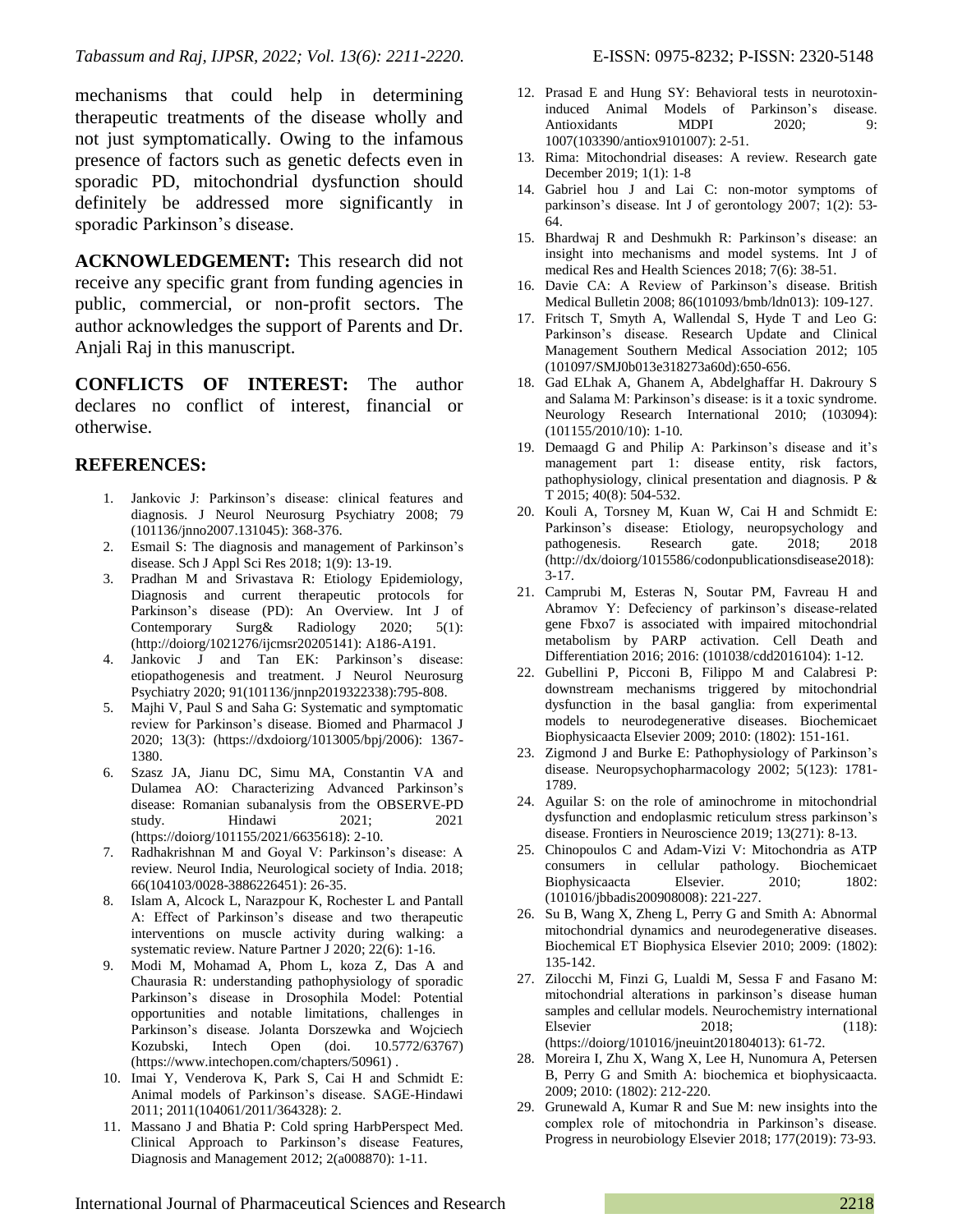mechanisms that could help in determining therapeutic treatments of the disease wholly and not just symptomatically. Owing to the infamous presence of factors such as genetic defects even in sporadic PD, mitochondrial dysfunction should definitely be addressed more significantly in sporadic Parkinson's disease.

**ACKNOWLEDGEMENT:** This research did not receive any specific grant from funding agencies in public, commercial, or non-profit sectors. The author acknowledges the support of Parents and Dr. Anjali Raj in this manuscript.

**CONFLICTS OF INTEREST:** The author declares no conflict of interest, financial or otherwise.

## REFERENCES:

1. Jankovic J: Parkinson's disease: clinical features and diagnosis. J Neurol Neurosurg Psychiatry 2008; 79 (101136/jnno2007.131045): 368-376.
2. Esmail S: The diagnosis and management of Parkinson's disease. Sch J Appl Sci Res 2018; 1(9): 13-19.
3. Pradhan M and Srivastava R: Etiology Epidemiology, Diagnosis and current therapeutic protocols for Parkinson's disease (PD): An Overview. Int J of Contemporary Surg& Radiology 2020; 5(1): (http://doiorg/1021276/ijcmsr20205141): A186-A191.
4. Jankovic J and Tan EK: Parkinson's disease: etiopathogenesis and treatment. J Neurol Neurosurg Psychiatry 2020; 91(101136/jnnp2019322338):795-808.
5. Majhi V, Paul S and Saha G: Systematic and symptomatic review for Parkinson's disease. Biomed and Pharmacol J 2020; 13(3): (https://dxdoiorg/1013005/bpj/2006): 1367-1380.
6. Szasz JA, Jianu DC, Simu MA, Constantin VA and Dulamea AO: Characterizing Advanced Parkinson's disease: Romanian subanalysis from the OBSERVE-PD study. Hindawi 2021; 2021 (https://doiorg/101155/2021/6635618): 2-10.
7. Radhakrishnan M and Goyal V: Parkinson's disease: A review. Neurol India, Neurological society of India. 2018; 66(104103/0028-3886226451): 26-35.
8. Islam A, Alcock L, Narazpour K, Rochester L and Pantall A: Effect of Parkinson's disease and two therapeutic interventions on muscle activity during walking: a systematic review. Nature Partner J 2020; 22(6): 1-16.
9. Modi M, Mohamad A, Phom L, koza Z, Das A and Chaurasia R: understanding pathophysiology of sporadic Parkinson's disease in Drosophila Model: Potential opportunities and notable limitations, challenges in Parkinson's disease. Jolanta Dorszewka and Wojciech Kozubski, Intech Open (doi. 10.5772/63767) (https://www.intechopen.com/chapters/50961) .
10. Imai Y, Venderova K, Park S, Cai H and Schmidt E: Animal models of Parkinson's disease. SAGE-Hindawi 2011; 2011(104061/2011/364328): 2.
11. Massano J and Bhatia P: Cold spring HarbPerspect Med. Clinical Approach to Parkinson's disease Features, Diagnosis and Management 2012; 2(a008870): 1-11.
12. Prasad E and Hung SY: Behavioral tests in neurotoxin-induced Animal Models of Parkinson's disease. Antioxidants MDPI 2020; 9: 1007(103390/antiox9101007): 2-51.
13. Rima: Mitochondrial diseases: A review. Research gate December 2019; 1(1): 1-8
14. Gabriel hou J and Lai C: non-motor symptoms of parkinson's disease. Int J of gerontology 2007; 1(2): 53-64.
15. Bhardwaj R and Deshmukh R: Parkinson's disease: an insight into mechanisms and model systems. Int J of medical Res and Health Sciences 2018; 7(6): 38-51.
16. Davie CA: A Review of Parkinson's disease. British Medical Bulletin 2008; 86(101093/bmb/ldn013): 109-127.
17. Fritsch T, Smyth A, Wallendal S, Hyde T and Leo G: Parkinson's disease. Research Update and Clinical Management Southern Medical Association 2012; 105 (101097/SMJ0b013e318273a60d):650-656.
18. Gad ELhak A, Ghanem A, Abdelghaffar H. Dakroury S and Salama M: Parkinson's disease: is it a toxic syndrome. Neurology Research International 2010; (103094): (101155/2010/10): 1-10.
19. Demaagd G and Philip A: Parkinson's disease and it's management part 1: disease entity, risk factors, pathophysiology, clinical presentation and diagnosis. P & T 2015; 40(8): 504-532.
20. Kouli A, Torsney M, Kuan W, Cai H and Schmidt E: Parkinson's disease: Etiology, neuropsychology and pathogenesis. Research gate. 2018; 2018 (http://dx/doiorg/1015586/codonpublicationsdisease2018): 3-17.
21. Camprubi M, Esteras N, Soutar PM, Favreau H and Abramov Y: Defeciency of parkinson's disease-related gene Fbxo7 is associated with impaired mitochondrial metabolism by PARP activation. Cell Death and Differentiation 2016; 2016: (101038/cdd2016104): 1-12.
22. Gubellini P, Picconi B, Filippo M and Calabresi P: downstream mechanisms triggered by mitochondrial dysfunction in the basal ganglia: from experimental models to neurodegenerative diseases. Biochemicaet Biophysicaacta Elsevier 2009; 2010: (1802): 151-161.
23. Zigmond J and Burke E: Pathophysiology of Parkinson's disease. Neuropsychopharmacology 2002; 5(123): 1781-1789.
24. Aguilar S: on the role of aminochrome in mitochondrial dysfunction and endoplasmic reticulum stress parkinson's disease. Frontiers in Neuroscience 2019; 13(271): 8-13.
25. Chinopoulos C and Adam-Vizi V: Mitochondria as ATP consumers in cellular pathology. Biochemicaet Biophysicaacta Elsevier. 2010; 1802: (101016/jbbadis200908008): 221-227.
26. Su B, Wang X, Zheng L, Perry G and Smith A: Abnormal mitochondrial dynamics and neurodegenerative diseases. Biochemical ET Biophysica Elsevier 2010; 2009: (1802): 135-142.
27. Zilocchi M, Finzi G, Lualdi M, Sessa F and Fasano M: mitochondrial alterations in parkinson's disease human samples and cellular models. Neurochemistry international Elsevier 2018; (118): (https://doiorg/101016/jneuint201804013): 61-72.
28. Moreira I, Zhu X, Wang X, Lee H, Nunomura A, Petersen B, Perry G and Smith A: biochemica et biophysicaacta. 2009; 2010: (1802): 212-220.
29. Grunewald A, Kumar R and Sue M: new insights into the complex role of mitochondria in Parkinson's disease. Progress in neurobiology Elsevier 2018; 177(2019): 73-93.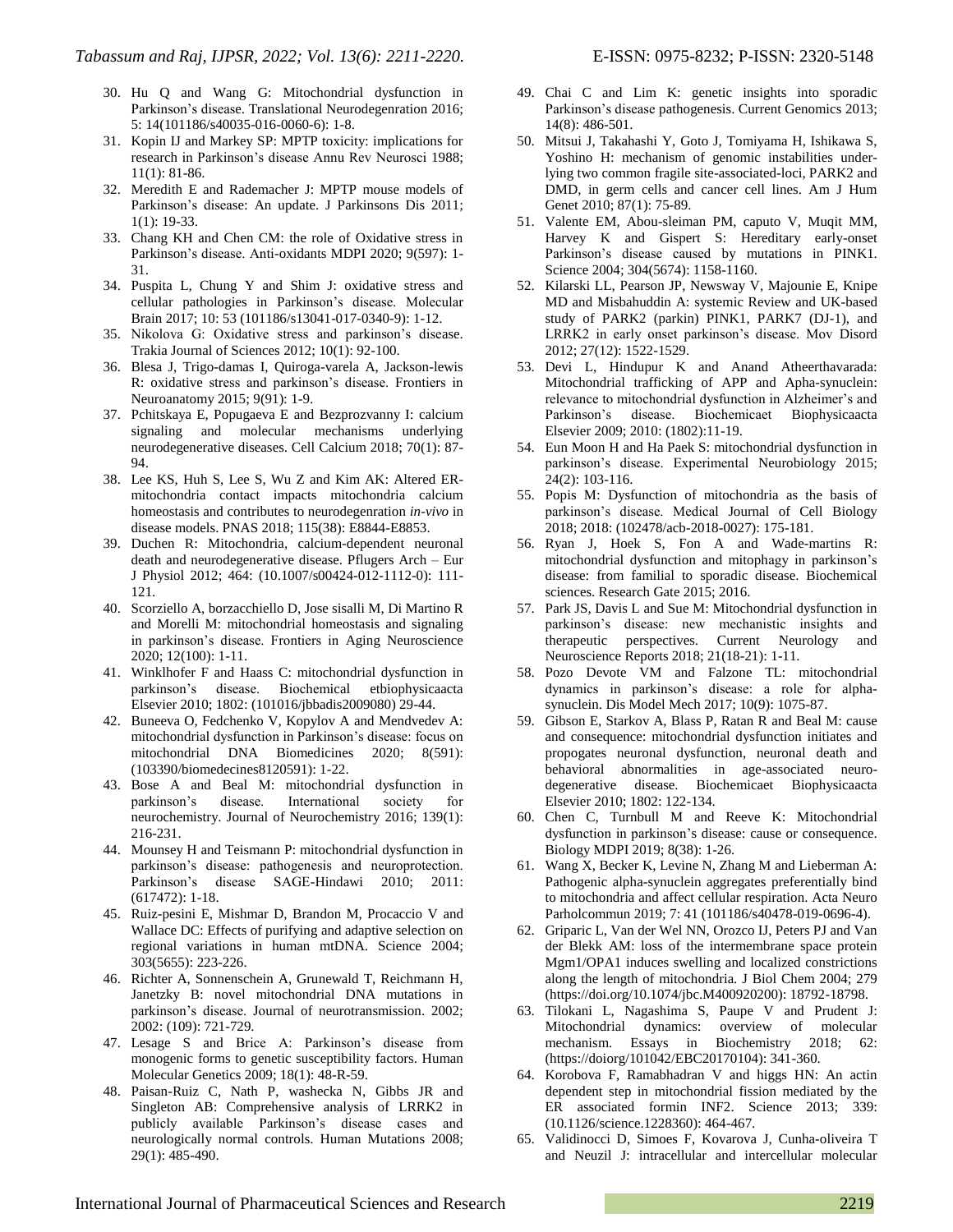30. Hu Q and Wang G: Mitochondrial dysfunction in Parkinson's disease. Translational Neurodegenration 2016; 5: 14(101186/s40035-016-0060-6): 1-8.
31. Kopin IJ and Markey SP: MPTP toxicity: implications for research in Parkinson's disease Annu Rev Neurosci 1988; 11(1): 81-86.
32. Meredith E and Rademacher J: MPTP mouse models of Parkinson's disease: An update. J Parkinsons Dis 2011; 1(1): 19-33.
33. Chang KH and Chen CM: the role of Oxidative stress in Parkinson's disease. Anti-oxidants MDPI 2020; 9(597): 1-31.
34. Puspita L, Chung Y and Shim J: oxidative stress and cellular pathologies in Parkinson's disease. Molecular Brain 2017; 10: 53 (101186/s13041-017-0340-9): 1-12.
35. Nikolova G: Oxidative stress and parkinson's disease. Trakia Journal of Sciences 2012; 10(1): 92-100.
36. Blesa J, Trigo-damas I, Quiroga-varela A, Jackson-lewis R: oxidative stress and parkinson's disease. Frontiers in Neuroanatomy 2015; 9(91): 1-9.
37. Pchitskaya E, Popugaeva E and Bezprozvanny I: calcium signaling and molecular mechanisms underlying neurodegenerative diseases. Cell Calcium 2018; 70(1): 87-94.
38. Lee KS, Huh S, Lee S, Wu Z and Kim AK: Altered ER-mitochondria contact impacts mitochondria calcium homeostasis and contributes to neurodegenration *in-vivo* in disease models. PNAS 2018; 115(38): E8844-E8853.
39. Duchen R: Mitochondria, calcium-dependent neuronal death and neurodegenerative disease. Pflugers Arch – Eur J Physiol 2012; 464: (10.1007/s00424-012-1112-0): 111-121.
40. Scorziello A, borzacchiello D, Jose sisalli M, Di Martino R and Morelli M: mitochondrial homeostasis and signaling in parkinson's disease. Frontiers in Aging Neuroscience 2020; 12(100): 1-11.
41. Winklhofer F and Haass C: mitochondrial dysfunction in parkinson's disease. Biochemical etbiophysicaacta Elsevier 2010; 1802: (101016/jbbadis2009080) 29-44.
42. Buneeva O, Fedchenko V, Kopylov A and Mendvedev A: mitochondrial dysfunction in Parkinson's disease: focus on mitochondrial DNA Biomedicines 2020; 8(591): (103390/biomedecines8120591): 1-22.
43. Bose A and Beal M: mitochondrial dysfunction in parkinson's disease. International society for neurochemistry. Journal of Neurochemistry 2016; 139(1): 216-231.
44. Mounsey H and Teismann P: mitochondrial dysfunction in parkinson's disease: pathogenesis and neuroprotection. Parkinson's disease SAGE-Hindawi 2010; 2011: (617472): 1-18.
45. Ruiz-pesini E, Mishmar D, Brandon M, Procaccio V and Wallace DC: Effects of purifying and adaptive selection on regional variations in human mtDNA. Science 2004; 303(5655): 223-226.
46. Richter A, Sonnenschein A, Grunewald T, Reichmann H, Janetzky B: novel mitochondrial DNA mutations in parkinson's disease. Journal of neurotransmission. 2002; 2002: (109): 721-729.
47. Lesage S and Brice A: Parkinson's disease from monogenic forms to genetic susceptibility factors. Human Molecular Genetics 2009; 18(1): 48-R-59.
48. Paisan-Ruiz C, Nath P, washecka N, Gibbs JR and Singleton AB: Comprehensive analysis of LRRK2 in publicly available Parkinson's disease cases and neurologically normal controls. Human Mutations 2008; 29(1): 485-490.
49. Chai C and Lim K: genetic insights into sporadic Parkinson's disease pathogenesis. Current Genomics 2013; 14(8): 486-501.
50. Mitsui J, Takahashi Y, Goto J, Tomiyama H, Ishikawa S, Yoshino H: mechanism of genomic instabilities underlying two common fragile site-associated-loci, PARK2 and DMD, in germ cells and cancer cell lines. Am J Hum Genet 2010; 87(1): 75-89.
51. Valente EM, Abou-sleiman PM, caputo V, Muqit MM, Harvey K and Gispert S: Hereditary early-onset Parkinson's disease caused by mutations in PINK1. Science 2004; 304(5674): 1158-1160.
52. Kilarski LL, Pearson JP, Newsway V, Majounie E, Knipe MD and Misbahuddin A: systemic Review and UK-based study of PARK2 (parkin) PINK1, PARK7 (DJ-1), and LRRK2 in early onset parkinson's disease. Mov Disord 2012; 27(12): 1522-1529.
53. Devi L, Hindupur K and Anand Atheerthavarada: Mitochondrial trafficking of APP and Apha-synuclein: relevance to mitochondrial dysfunction in Alzheimer's and Parkinson's disease. Biochemicaet Biophysicaacta Elsevier 2009; 2010: (1802):11-19.
54. Eun Moon H and Ha Paek S: mitochondrial dysfunction in parkinson's disease. Experimental Neurobiology 2015; 24(2): 103-116.
55. Popis M: Dysfunction of mitochondria as the basis of parkinson's disease. Medical Journal of Cell Biology 2018; 2018: (102478/acb-2018-0027): 175-181.
56. Ryan J, Hoek S, Fon A and Wade-martins R: mitochondrial dysfunction and mitophagy in parkinson's disease: from familial to sporadic disease. Biochemical sciences. Research Gate 2015; 2016.
57. Park JS, Davis L and Sue M: Mitochondrial dysfunction in parkinson's disease: new mechanistic insights and therapeutic perspectives. Current Neurology and Neuroscience Reports 2018; 21(18-21): 1-11.
58. Pozo Devote VM and Falzone TL: mitochondrial dynamics in parkinson's disease: a role for alpha-synuclein. Dis Model Mech 2017; 10(9): 1075-87.
59. Gibson E, Starkov A, Blass P, Ratan R and Beal M: cause and consequence: mitochondrial dysfunction initiates and propogates neuronal dysfunction, neuronal death and behavioral abnormalities in age-associated neuro-degenerative disease. Biochemicaet Biophysicaacta Elsevier 2010; 1802: 122-134.
60. Chen C, Turnbull M and Reeve K: Mitochondrial dysfunction in parkinson's disease: cause or consequence. Biology MDPI 2019; 8(38): 1-26.
61. Wang X, Becker K, Levine N, Zhang M and Lieberman A: Pathogenic alpha-synuclein aggregates preferentially bind to mitochondria and affect cellular respiration. Acta Neuro Parholcommun 2019; 7: 41 (101186/s40478-019-0696-4).
62. Griparic L, Van der Wel NN, Orozco IJ, Peters PJ and Van der Blekk AM: loss of the intermembrane space protein Mgm1/OPA1 induces swelling and localized constrictions along the length of mitochondria. J Biol Chem 2004; 279 (https://doi.org/10.1074/jbc.M400920200): 18792-18798.
63. Tilokani L, Nagashima S, Paupe V and Prudent J: Mitochondrial dynamics: overview of molecular mechanism. Essays in Biochemistry 2018; 62: (https://doiorg/101042/EBC20170104): 341-360.
64. Korobova F, Ramabhadran V and higgs HN: An actin dependent step in mitochondrial fission mediated by the ER associated formin INF2. Science 2013; 339: (10.1126/science.1228360): 464-467.
65. Validinocci D, Simoes F, Kovarova J, Cunha-oliveira T and Neuzil J: intracellular and intercellular molecular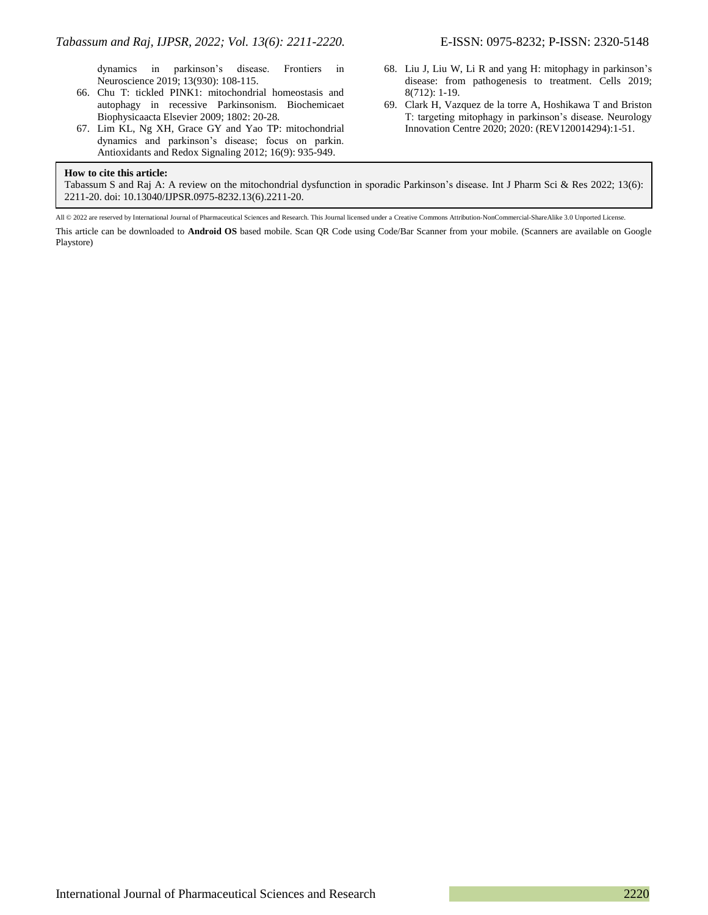dynamics in parkinson's disease. Frontiers in Neuroscience 2019; 13(930): 108-115.

66. Chu T: tickled PINK1: mitochondrial homeostasis and autophagy in recessive Parkinsonism. Biochemicaet Biophysicaacta Elsevier 2009; 1802: 20-28.
67. Lim KL, Ng XH, Grace GY and Yao TP: mitochondrial dynamics and parkinson's disease; focus on parkin. Antioxidants and Redox Signaling 2012; 16(9): 935-949.
68. Liu J, Liu W, Li R and yang H: mitophagy in parkinson's disease: from pathogenesis to treatment. Cells 2019; 8(712): 1-19.
69. Clark H, Vazquez de la torre A, Hoshikawa T and Briston T: targeting mitophagy in parkinson's disease. Neurology Innovation Centre 2020; 2020: (REV120014294):1-51.

**How to cite this article:**
Tabassum S and Raj A: A review on the mitochondrial dysfunction in sporadic Parkinson's disease. Int J Pharm Sci & Res 2022; 13(6): 2211-20. doi: 10.13040/IJPSR.0975-8232.13(6).2211-20.

All © 2022 are reserved by International Journal of Pharmaceutical Sciences and Research. This Journal licensed under a Creative Commons Attribution-NonCommercial-ShareAlike 3.0 Unported License.

This article can be downloaded to **Android OS** based mobile. Scan QR Code using Code/Bar Scanner from your mobile. (Scanners are available on Google Playstore)